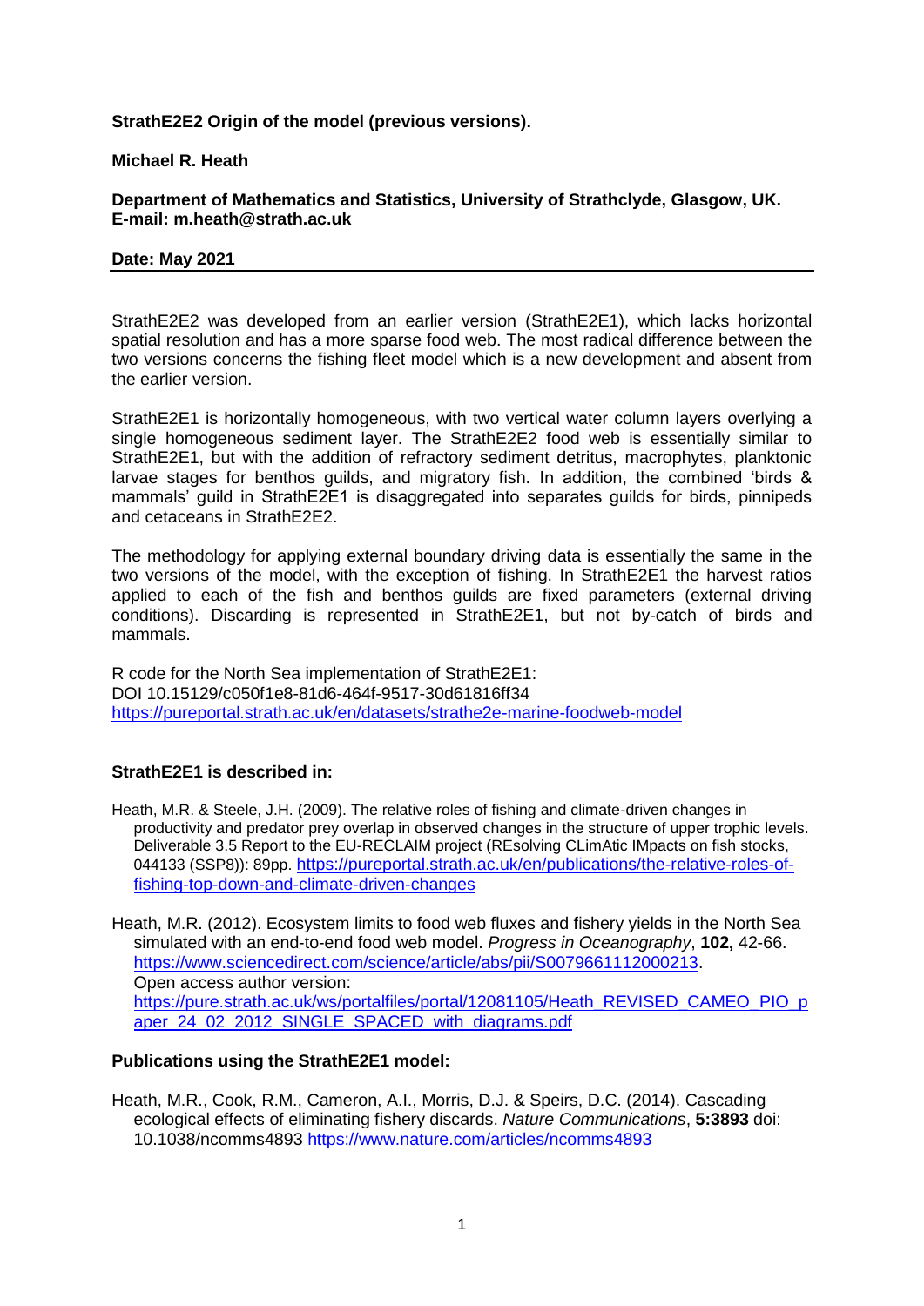**StrathE2E2 Origin of the model (previous versions).**

**Michael R. Heath**

**Department of Mathematics and Statistics, University of Strathclyde, Glasgow, UK.**
**E-mail: m.heath@strath.ac.uk**

**Date: May 2021**

---

StrathE2E2 was developed from an earlier version (StrathE2E1), which lacks horizontal spatial resolution and has a more sparse food web. The most radical difference between the two versions concerns the fishing fleet model which is a new development and absent from the earlier version.

StrathE2E1 is horizontally homogeneous, with two vertical water column layers overlying a single homogeneous sediment layer. The StrathE2E2 food web is essentially similar to StrathE2E1, but with the addition of refractory sediment detritus, macrophytes, planktonic larvae stages for benthos guilds, and migratory fish. In addition, the combined 'birds & mammals' guild in StrathE2E1 is disaggregated into separates guilds for birds, pinnipeds and cetaceans in StrathE2E2.

The methodology for applying external boundary driving data is essentially the same in the two versions of the model, with the exception of fishing. In StrathE2E1 the harvest ratios applied to each of the fish and benthos guilds are fixed parameters (external driving conditions). Discarding is represented in StrathE2E1, but not by-catch of birds and mammals.

R code for the North Sea implementation of StrathE2E1:
DOI 10.15129/c050f1e8-81d6-464f-9517-30d61816ff34
https://pureportal.strath.ac.uk/en/datasets/strathe2e-marine-foodweb-model

**StrathE2E1 is described in:**

Heath, M.R. & Steele, J.H. (2009). The relative roles of fishing and climate-driven changes in productivity and predator prey overlap in observed changes in the structure of upper trophic levels. Deliverable 3.5 Report to the EU-RECLAIM project (REsolving CLimAtic IMpacts on fish stocks, 044133 (SSP8)): 89pp. https://pureportal.strath.ac.uk/en/publications/the-relative-roles-of-fishing-top-down-and-climate-driven-changes

Heath, M.R. (2012). Ecosystem limits to food web fluxes and fishery yields in the North Sea simulated with an end-to-end food web model. *Progress in Oceanography*, **102,** 42-66. https://www.sciencedirect.com/science/article/abs/pii/S0079661112000213.
Open access author version:
https://pure.strath.ac.uk/ws/portalfiles/portal/12081105/Heath_REVISED_CAMEO_PIO_paper_24_02_2012_SINGLE_SPACED_with_diagrams.pdf

**Publications using the StrathE2E1 model:**

Heath, M.R., Cook, R.M., Cameron, A.I., Morris, D.J. & Speirs, D.C. (2014). Cascading ecological effects of eliminating fishery discards. *Nature Communications*, **5:3893** doi: 10.1038/ncomms4893 https://www.nature.com/articles/ncomms4893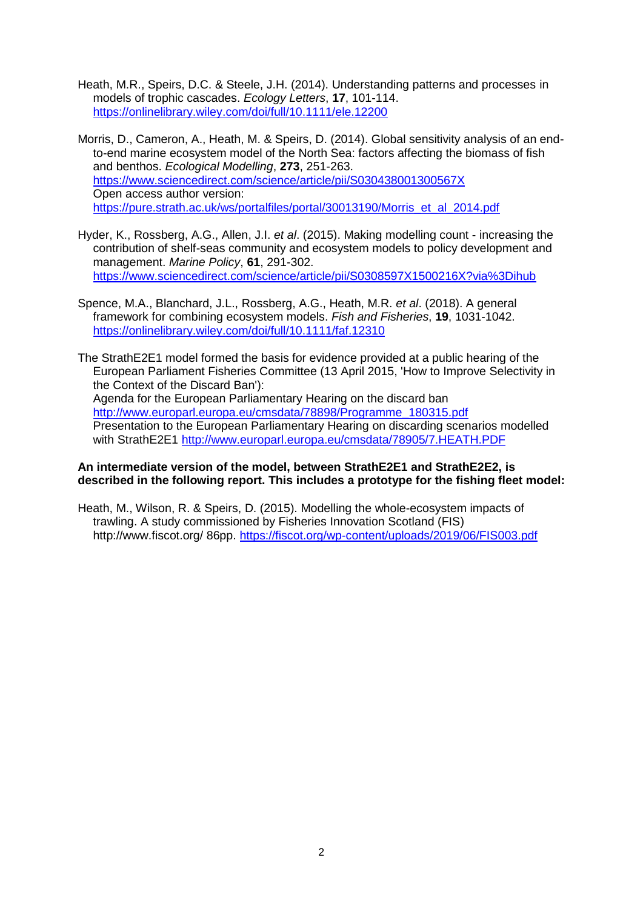Heath, M.R., Speirs, D.C. & Steele, J.H. (2014). Understanding patterns and processes in models of trophic cascades. *Ecology Letters*, **17**, 101-114. https://onlinelibrary.wiley.com/doi/full/10.1111/ele.12200

Morris, D., Cameron, A., Heath, M. & Speirs, D. (2014). Global sensitivity analysis of an end-to-end marine ecosystem model of the North Sea: factors affecting the biomass of fish and benthos. *Ecological Modelling*, **273**, 251-263. https://www.sciencedirect.com/science/article/pii/S030438001300567X
Open access author version: https://pure.strath.ac.uk/ws/portalfiles/portal/30013190/Morris_et_al_2014.pdf

Hyder, K., Rossberg, A.G., Allen, J.I. *et al*. (2015). Making modelling count - increasing the contribution of shelf-seas community and ecosystem models to policy development and management. *Marine Policy*, **61**, 291-302. https://www.sciencedirect.com/science/article/pii/S0308597X1500216X?via%3Dihub

Spence, M.A., Blanchard, J.L., Rossberg, A.G., Heath, M.R. *et al*. (2018). A general framework for combining ecosystem models. *Fish and Fisheries*, **19**, 1031-1042. https://onlinelibrary.wiley.com/doi/full/10.1111/faf.12310

The StrathE2E1 model formed the basis for evidence provided at a public hearing of the European Parliament Fisheries Committee (13 April 2015, 'How to Improve Selectivity in the Context of the Discard Ban'):
Agenda for the European Parliamentary Hearing on the discard ban http://www.europarl.europa.eu/cmsdata/78898/Programme_180315.pdf
Presentation to the European Parliamentary Hearing on discarding scenarios modelled with StrathE2E1 http://www.europarl.europa.eu/cmsdata/78905/7.HEATH.PDF

**An intermediate version of the model, between StrathE2E1 and StrathE2E2, is described in the following report. This includes a prototype for the fishing fleet model:**

Heath, M., Wilson, R. & Speirs, D. (2015). Modelling the whole-ecosystem impacts of trawling. A study commissioned by Fisheries Innovation Scotland (FIS) http://www.fiscot.org/ 86pp. https://fiscot.org/wp-content/uploads/2019/06/FIS003.pdf